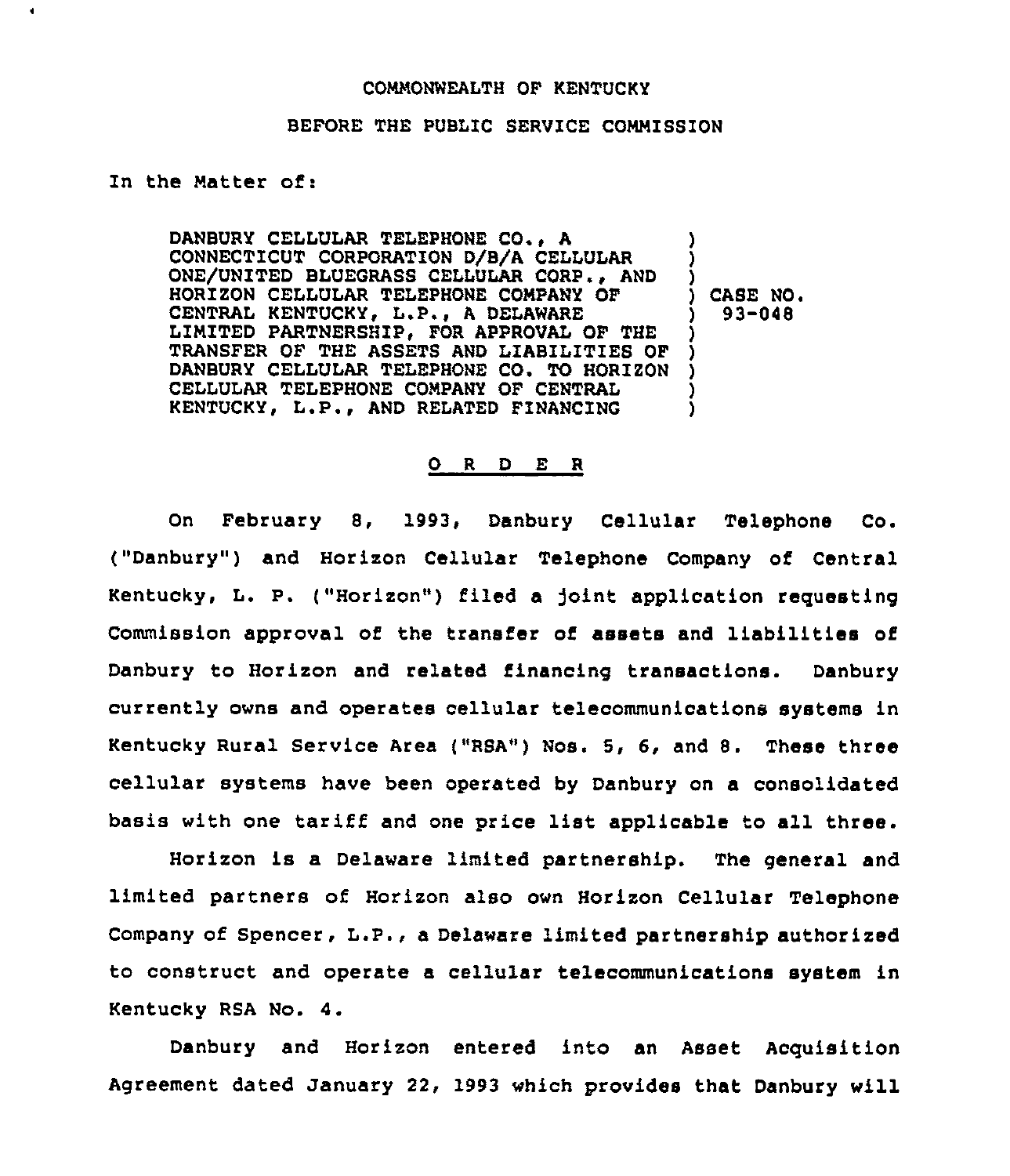COMMONWEALTH OF KENTUCKY

BEFORE THE PUBLIC SERVICE COMMISSION

In the Matter of:

| | | |
|---|---|---|
| DANBURY CELLULAR TELEPHONE CO., A CONNECTICUT CORPORATION D/B/A CELLULAR ONE/UNITED BLUEGRASS CELLULAR CORP., AND HORIZON CELLULAR TELEPHONE COMPANY OF CENTRAL KENTUCKY, L.P., A DELAWARE LIMITED PARTNERSHIP, FOR APPROVAL OF THE TRANSFER OF THE ASSETS AND LIABILITIES OF DANBURY CELLULAR TELEPHONE CO. TO HORIZON CELLULAR TELEPHONE COMPANY OF CENTRAL KENTUCKY, L.P., AND RELATED FINANCING | ) | CASE NO. 93-048 |

## O R D E R

On February 8, 1993, Danbury Cellular Telephone Co. ("Danbury") and Horizon Cellular Telephone Company of Central Kentucky, L. P. ("Horizon") filed a joint application requesting Commission approval of the transfer of assets and liabilities of Danbury to Horizon and related financing transactions. Danbury currently owns and operates cellular telecommunications systems in Kentucky Rural Service Area ("RSA") Nos. 5, 6, and 8. These three cellular systems have been operated by Danbury on a consolidated basis with one tariff and one price list applicable to all three.

Horizon is a Delaware limited partnership. The general and limited partners of Horizon also own Horizon Cellular Telephone Company of Spencer, L.P., a Delaware limited partnership authorized to construct and operate a cellular telecommunications system in Kentucky RSA No. 4.

Danbury and Horizon entered into an Asset Acquisition Agreement dated January 22, 1993 which provides that Danbury will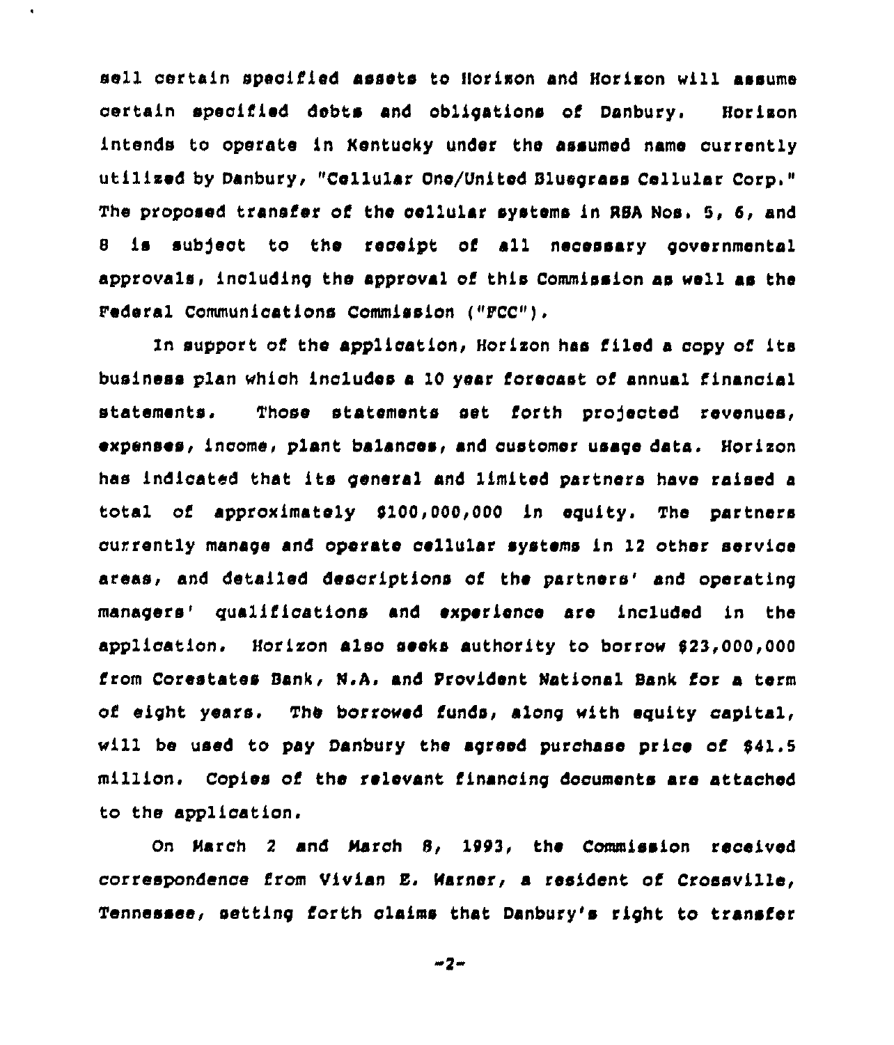sell certain specified assets to Horizon and Horizon will assume certain specified debts and obligations of Danbury. Horizon intends to operate in Kentucky under the assumed name currently utilized by Danbury, "Cellular One/United Bluegrass Cellular Corp." The proposed transfer of the cellular systems in RSA Nos. 5, 6, and 8 is subject to the receipt of all necessary governmental approvals, including the approval of this Commission as well as the Federal Communications Commission ("FCC").

In support of the application, Horizon has filed a copy of its business plan which includes a 10 year forecast of annual financial statements. Those statements set forth projected revenues, expenses, income, plant balances, and customer usage data. Horizon has indicated that its general and limited partners have raised a total of approximately $100,000,000 in equity. The partners currently manage and operate cellular systems in 12 other service areas, and detailed descriptions of the partners' and operating managers' qualifications and experience are included in the application. Horizon also seeks authority to borrow $23,000,000 from Corestates Bank, N.A. and Provident National Bank for a term of eight years. The borrowed funds, along with equity capital, will be used to pay Danbury the agreed purchase price of $41.5 million. Copies of the relevant financing documents are attached to the application.

On March 2 and March 8, 1993, the Commission received correspondence from Vivian E. Warner, a resident of Crossville, Tennessee, setting forth claims that Danbury's right to transfer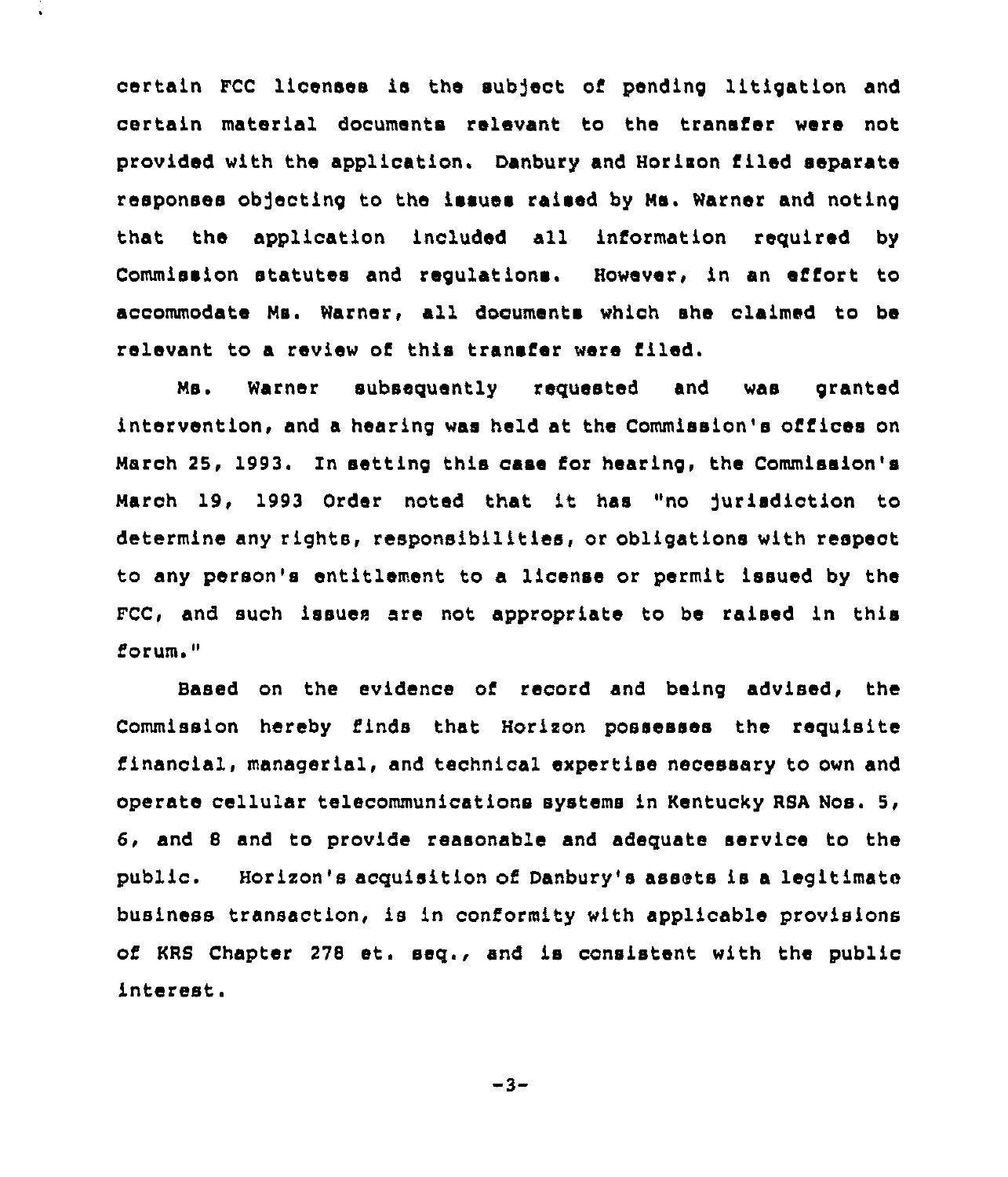certain FCC licenses is the subject of pending litigation and certain material documents relevant to the transfer were not provided with the application. Danbury and Horizon filed separate responses objecting to the issues raised by Ms. Warner and noting that the application included all information required by Commission statutes and regulations. However, in an effort to accommodate Ms. Warner, all documents which she claimed to be relevant to a review of this transfer were filed.

Ms. Warner subsequently requested and was granted intervention, and a hearing was held at the Commission's offices on March 25, 1993. In setting this case for hearing, the Commission's March 19, 1993 Order noted that it has "no jurisdiction to determine any rights, responsibilities, or obligations with respect to any person's entitlement to a license or permit issued by the FCC, and such issues are not appropriate to be raised in this forum."

Based on the evidence of record and being advised, the Commission hereby finds that Horizon possesses the requisite financial, managerial, and technical expertise necessary to own and operate cellular telecommunications systems in Kentucky RSA Nos. 5, 6, and 8 and to provide reasonable and adequate service to the public. Horizon's acquisition of Danbury's assets is a legitimate business transaction, is in conformity with applicable provisions of KRS Chapter 278 et. seq., and is consistent with the public interest.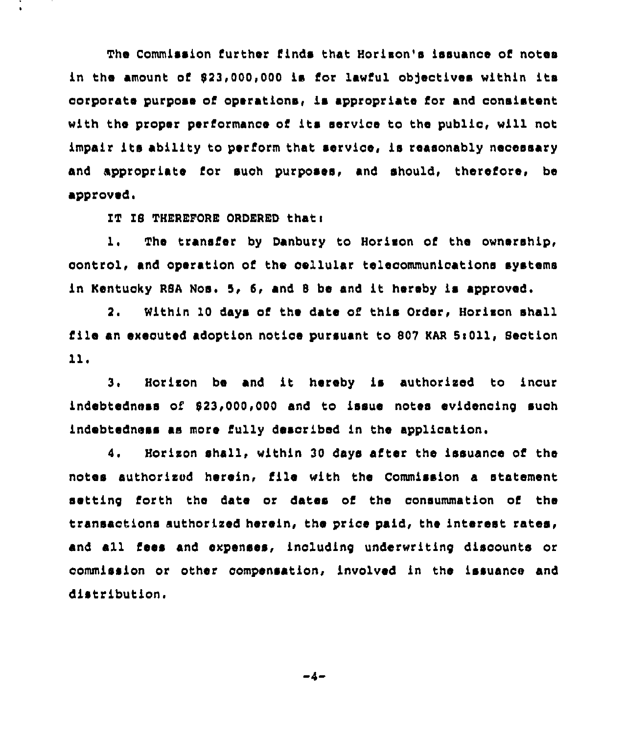The Commission further finds that Horizon's issuance of notes in the amount of $23,000,000 is for lawful objectives within its corporate purpose of operations, is appropriate for and consistent with the proper performance of its service to the public, will not impair its ability to perform that service, is reasonably necessary and appropriate for such purposes, and should, therefore, be approved.

IT IS THEREFORE ORDERED that:

1. The transfer by Danbury to Horizon of the ownership, control, and operation of the cellular telecommunications systems in Kentucky RSA Nos. 5, 6, and 8 be and it hereby is approved.

2. Within 10 days of the date of this Order, Horizon shall file an executed adoption notice pursuant to 807 KAR 5:011, Section 11.

3. Horizon be and it hereby is authorized to incur indebtedness of $23,000,000 and to issue notes evidencing such indebtedness as more fully described in the application.

4. Horizon shall, within 30 days after the issuance of the notes authorized herein, file with the Commission a statement setting forth the date or dates of the consummation of the transactions authorized herein, the price paid, the interest rates, and all fees and expenses, including underwriting discounts or commission or other compensation, involved in the issuance and distribution.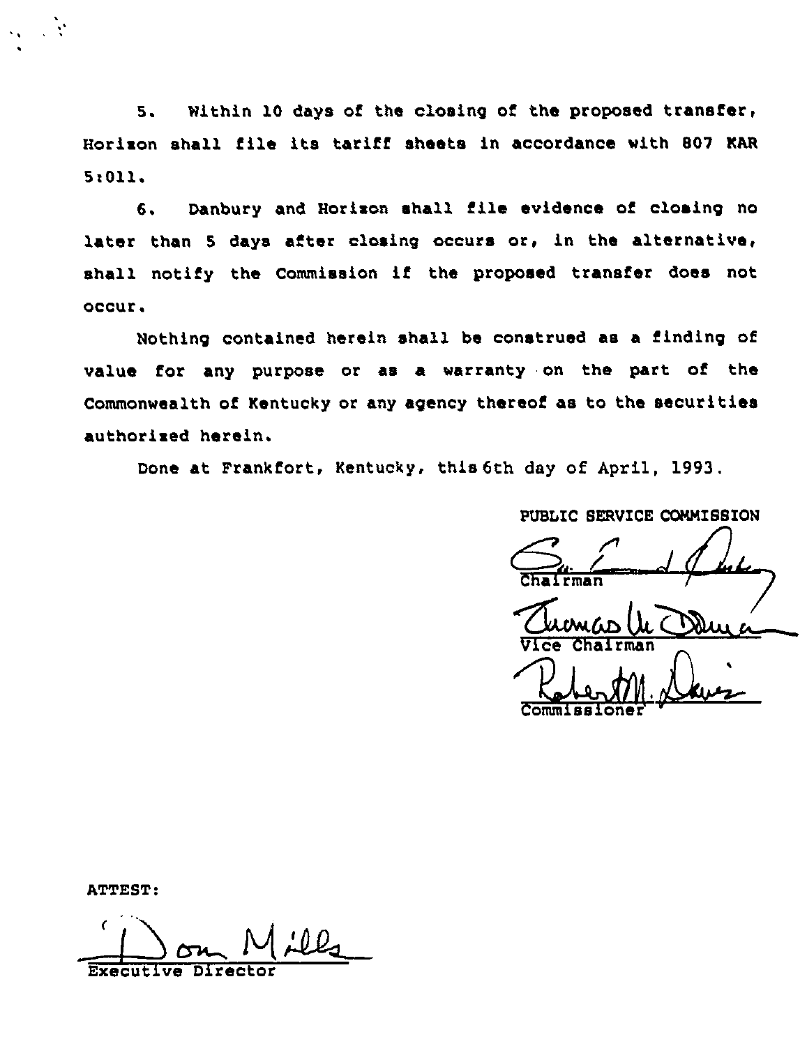5. Within 10 days of the closing of the proposed transfer, Horizon shall file its tariff sheets in accordance with 807 KAR 5:011.

6. Danbury and Horizon shall file evidence of closing no later than 5 days after closing occurs or, in the alternative, shall notify the Commission if the proposed transfer does not occur.

Nothing contained herein shall be construed as a finding of value for any purpose or as a warranty on the part of the Commonwealth of Kentucky or any agency thereof as to the securities authorized herein.

Done at Frankfort, Kentucky, this 6th day of April, 1993.

PUBLIC SERVICE COMMISSION

Chairman

Vice Chairman

Commissioner

ATTEST:

Executive Director